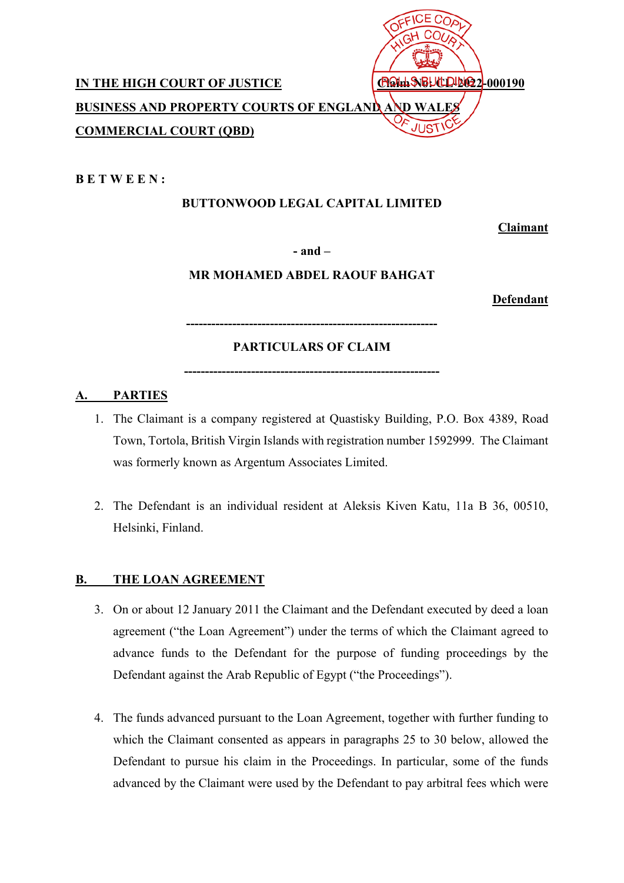**IN THE HIGH COURT OF JUSTICE** **Claim No: CL-2022-000190**

**BUSINESS AND PROPERTY COURTS OF ENGLAND AND WALES**

**COMMERCIAL COURT (QBD)**

**B E T W E E N :**

**BUTTONWOOD LEGAL CAPITAL LIMITED**

**Claimant**

**- and –**

**MR MOHAMED ABDEL RAOUF BAHGAT**

**Defendant**

---

**PARTICULARS OF CLAIM**

---

## A. PARTIES

1. The Claimant is a company registered at Quastisky Building, P.O. Box 4389, Road Town, Tortola, British Virgin Islands with registration number 1592999. The Claimant was formerly known as Argentum Associates Limited.

2. The Defendant is an individual resident at Aleksis Kiven Katu, 11a B 36, 00510, Helsinki, Finland.

## B. THE LOAN AGREEMENT

3. On or about 12 January 2011 the Claimant and the Defendant executed by deed a loan agreement ("the Loan Agreement") under the terms of which the Claimant agreed to advance funds to the Defendant for the purpose of funding proceedings by the Defendant against the Arab Republic of Egypt ("the Proceedings").

4. The funds advanced pursuant to the Loan Agreement, together with further funding to which the Claimant consented as appears in paragraphs 25 to 30 below, allowed the Defendant to pursue his claim in the Proceedings. In particular, some of the funds advanced by the Claimant were used by the Defendant to pay arbitral fees which were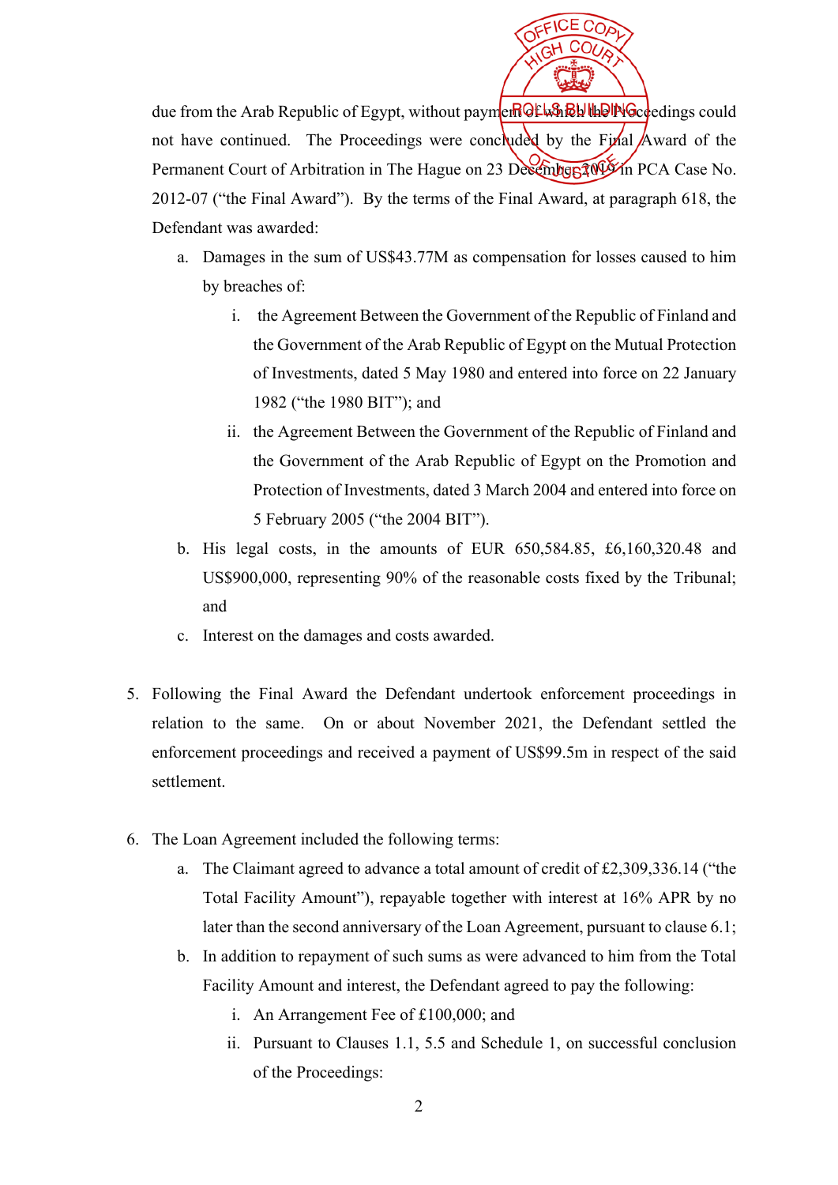due from the Arab Republic of Egypt, without payment of which the Proceedings could not have continued. The Proceedings were concluded by the Final Award of the Permanent Court of Arbitration in The Hague on 23 December 2019 in PCA Case No. 2012-07 ("the Final Award"). By the terms of the Final Award, at paragraph 618, the Defendant was awarded:

a. Damages in the sum of US$43.77M as compensation for losses caused to him by breaches of:

   i. the Agreement Between the Government of the Republic of Finland and the Government of the Arab Republic of Egypt on the Mutual Protection of Investments, dated 5 May 1980 and entered into force on 22 January 1982 ("the 1980 BIT"); and

   ii. the Agreement Between the Government of the Republic of Finland and the Government of the Arab Republic of Egypt on the Promotion and Protection of Investments, dated 3 March 2004 and entered into force on 5 February 2005 ("the 2004 BIT").

b. His legal costs, in the amounts of EUR 650,584.85, £6,160,320.48 and US$900,000, representing 90% of the reasonable costs fixed by the Tribunal; and

c. Interest on the damages and costs awarded.

5. Following the Final Award the Defendant undertook enforcement proceedings in relation to the same. On or about November 2021, the Defendant settled the enforcement proceedings and received a payment of US$99.5m in respect of the said settlement.

6. The Loan Agreement included the following terms:

   a. The Claimant agreed to advance a total amount of credit of £2,309,336.14 ("the Total Facility Amount"), repayable together with interest at 16% APR by no later than the second anniversary of the Loan Agreement, pursuant to clause 6.1;

   b. In addition to repayment of such sums as were advanced to him from the Total Facility Amount and interest, the Defendant agreed to pay the following:

      i. An Arrangement Fee of £100,000; and

      ii. Pursuant to Clauses 1.1, 5.5 and Schedule 1, on successful conclusion of the Proceedings: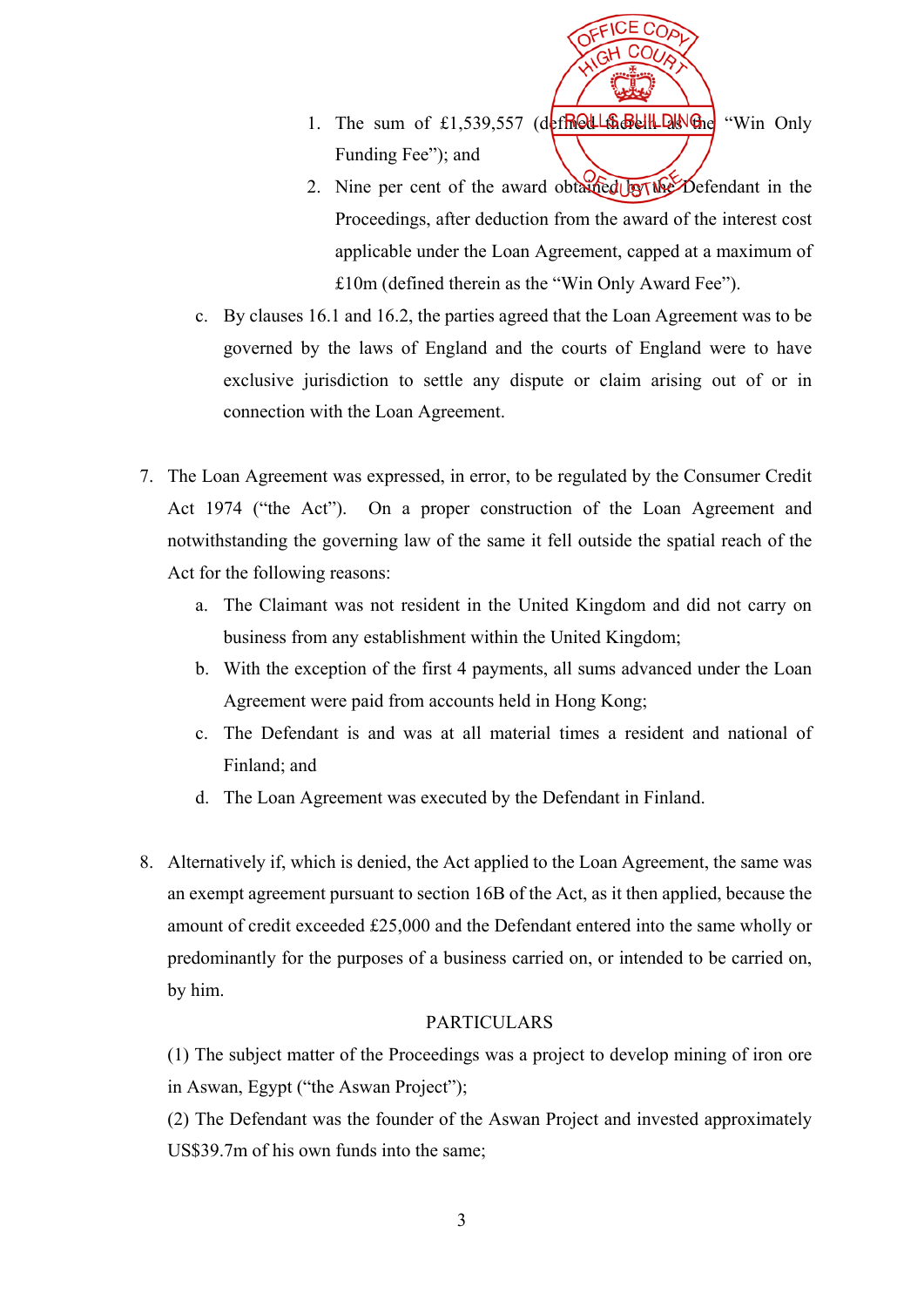1. The sum of £1,539,557 (defined therein as the "Win Only Funding Fee"); and
2. Nine per cent of the award obtained by the Defendant in the Proceedings, after deduction from the award of the interest cost applicable under the Loan Agreement, capped at a maximum of £10m (defined therein as the "Win Only Award Fee").

c. By clauses 16.1 and 16.2, the parties agreed that the Loan Agreement was to be governed by the laws of England and the courts of England were to have exclusive jurisdiction to settle any dispute or claim arising out of or in connection with the Loan Agreement.

7. The Loan Agreement was expressed, in error, to be regulated by the Consumer Credit Act 1974 ("the Act"). On a proper construction of the Loan Agreement and notwithstanding the governing law of the same it fell outside the spatial reach of the Act for the following reasons:
   a. The Claimant was not resident in the United Kingdom and did not carry on business from any establishment within the United Kingdom;
   b. With the exception of the first 4 payments, all sums advanced under the Loan Agreement were paid from accounts held in Hong Kong;
   c. The Defendant is and was at all material times a resident and national of Finland; and
   d. The Loan Agreement was executed by the Defendant in Finland.

8. Alternatively if, which is denied, the Act applied to the Loan Agreement, the same was an exempt agreement pursuant to section 16B of the Act, as it then applied, because the amount of credit exceeded £25,000 and the Defendant entered into the same wholly or predominantly for the purposes of a business carried on, or intended to be carried on, by him.

PARTICULARS

(1) The subject matter of the Proceedings was a project to develop mining of iron ore in Aswan, Egypt ("the Aswan Project");

(2) The Defendant was the founder of the Aswan Project and invested approximately US$39.7m of his own funds into the same;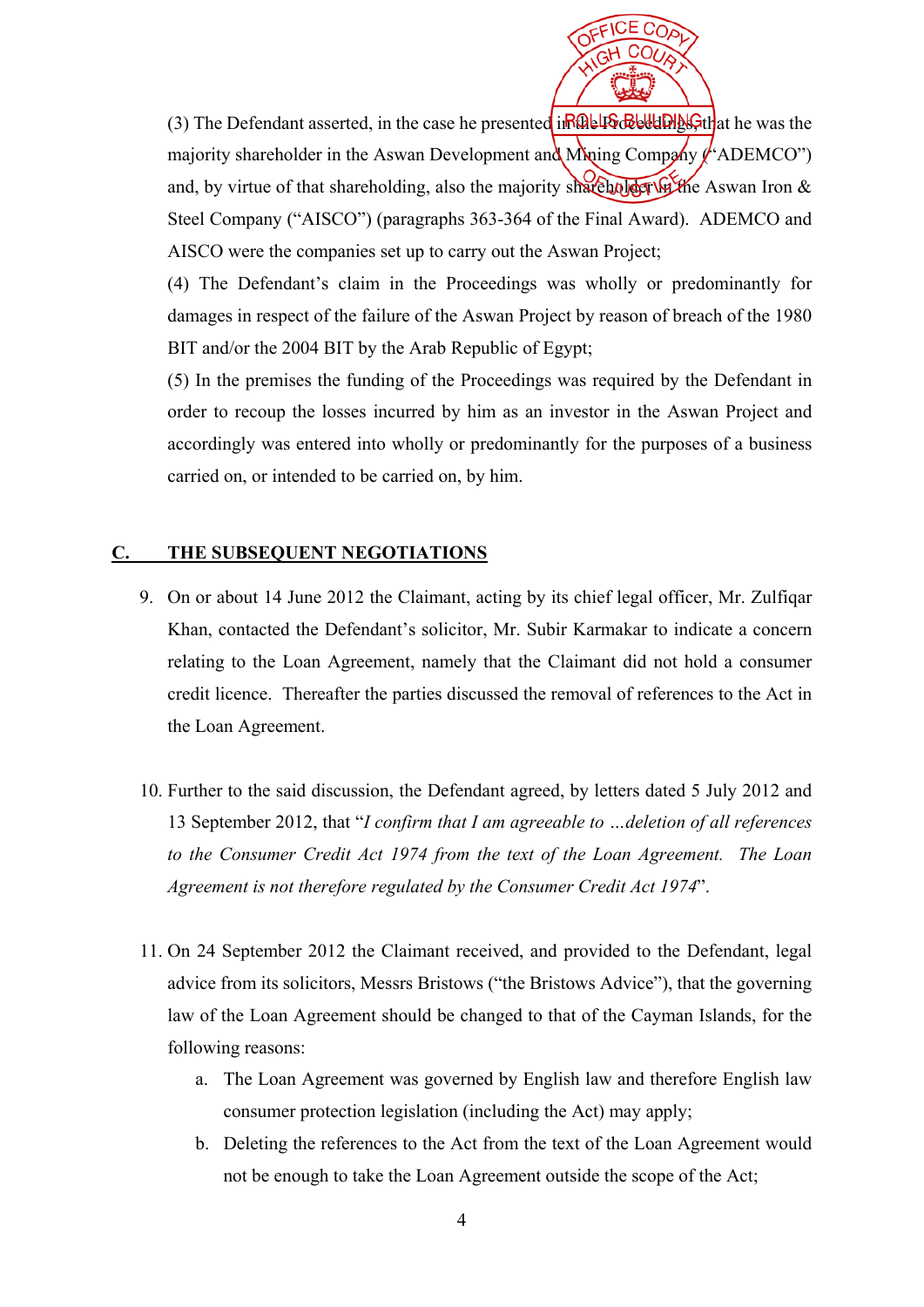(3) The Defendant asserted, in the case he presented in the Proceedings, that he was the majority shareholder in the Aswan Development and Mining Company ("ADEMCO") and, by virtue of that shareholding, also the majority shareholder in the Aswan Iron & Steel Company ("AISCO") (paragraphs 363-364 of the Final Award). ADEMCO and AISCO were the companies set up to carry out the Aswan Project;

(4) The Defendant's claim in the Proceedings was wholly or predominantly for damages in respect of the failure of the Aswan Project by reason of breach of the 1980 BIT and/or the 2004 BIT by the Arab Republic of Egypt;

(5) In the premises the funding of the Proceedings was required by the Defendant in order to recoup the losses incurred by him as an investor in the Aswan Project and accordingly was entered into wholly or predominantly for the purposes of a business carried on, or intended to be carried on, by him.

## C. THE SUBSEQUENT NEGOTIATIONS

9. On or about 14 June 2012 the Claimant, acting by its chief legal officer, Mr. Zulfiqar Khan, contacted the Defendant's solicitor, Mr. Subir Karmakar to indicate a concern relating to the Loan Agreement, namely that the Claimant did not hold a consumer credit licence. Thereafter the parties discussed the removal of references to the Act in the Loan Agreement.

10. Further to the said discussion, the Defendant agreed, by letters dated 5 July 2012 and 13 September 2012, that "*I confirm that I am agreeable to …deletion of all references to the Consumer Credit Act 1974 from the text of the Loan Agreement. The Loan Agreement is not therefore regulated by the Consumer Credit Act 1974*".

11. On 24 September 2012 the Claimant received, and provided to the Defendant, legal advice from its solicitors, Messrs Bristows ("the Bristows Advice"), that the governing law of the Loan Agreement should be changed to that of the Cayman Islands, for the following reasons:
    a. The Loan Agreement was governed by English law and therefore English law consumer protection legislation (including the Act) may apply;
    b. Deleting the references to the Act from the text of the Loan Agreement would not be enough to take the Loan Agreement outside the scope of the Act;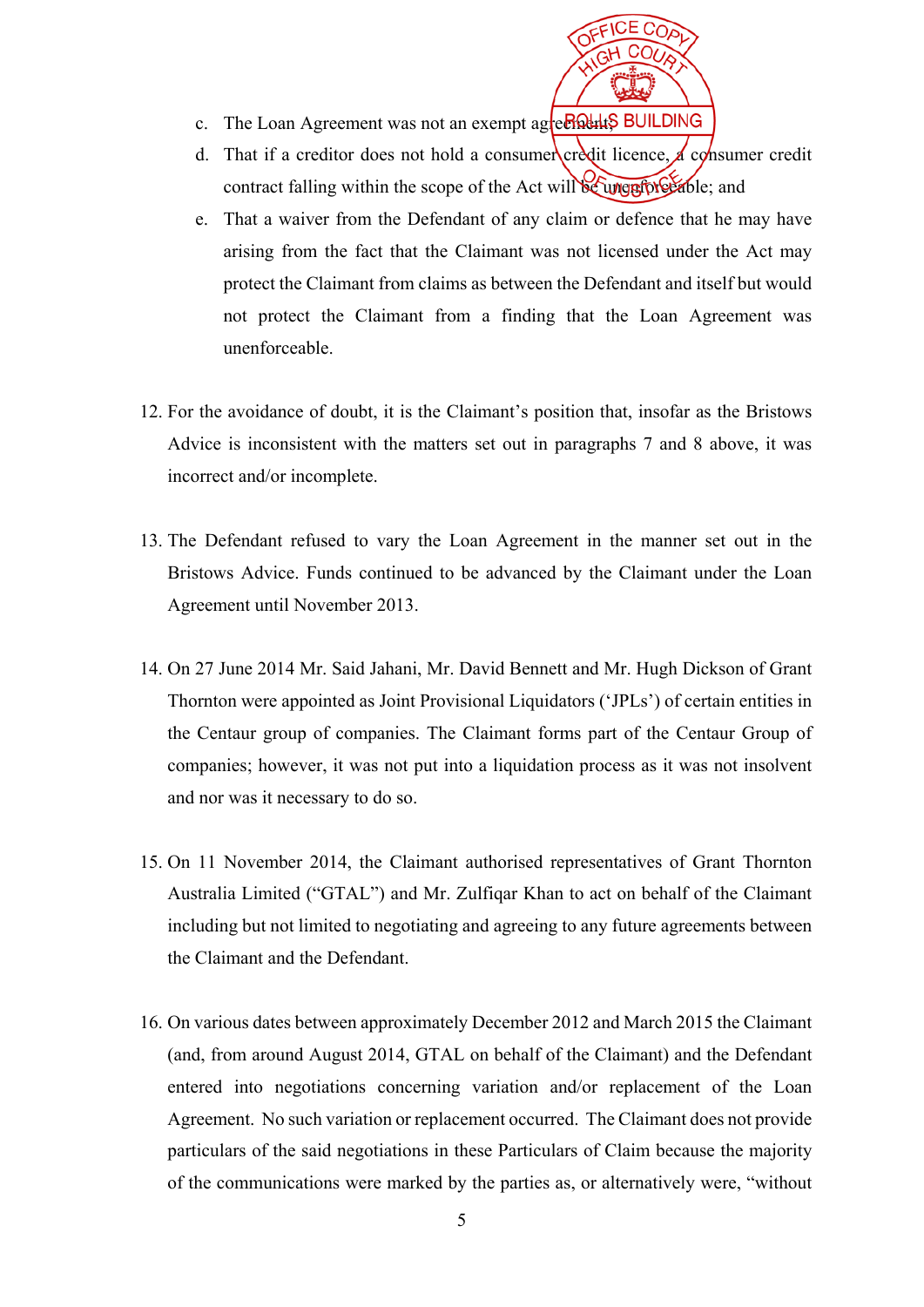c. The Loan Agreement was not an exempt agreement;

d. That if a creditor does not hold a consumer credit licence, a consumer credit contract falling within the scope of the Act will be unenforceable; and

e. That a waiver from the Defendant of any claim or defence that he may have arising from the fact that the Claimant was not licensed under the Act may protect the Claimant from claims as between the Defendant and itself but would not protect the Claimant from a finding that the Loan Agreement was unenforceable.

12. For the avoidance of doubt, it is the Claimant's position that, insofar as the Bristows Advice is inconsistent with the matters set out in paragraphs 7 and 8 above, it was incorrect and/or incomplete.

13. The Defendant refused to vary the Loan Agreement in the manner set out in the Bristows Advice. Funds continued to be advanced by the Claimant under the Loan Agreement until November 2013.

14. On 27 June 2014 Mr. Said Jahani, Mr. David Bennett and Mr. Hugh Dickson of Grant Thornton were appointed as Joint Provisional Liquidators ('JPLs') of certain entities in the Centaur group of companies. The Claimant forms part of the Centaur Group of companies; however, it was not put into a liquidation process as it was not insolvent and nor was it necessary to do so.

15. On 11 November 2014, the Claimant authorised representatives of Grant Thornton Australia Limited ("GTAL") and Mr. Zulfiqar Khan to act on behalf of the Claimant including but not limited to negotiating and agreeing to any future agreements between the Claimant and the Defendant.

16. On various dates between approximately December 2012 and March 2015 the Claimant (and, from around August 2014, GTAL on behalf of the Claimant) and the Defendant entered into negotiations concerning variation and/or replacement of the Loan Agreement. No such variation or replacement occurred. The Claimant does not provide particulars of the said negotiations in these Particulars of Claim because the majority of the communications were marked by the parties as, or alternatively were, "without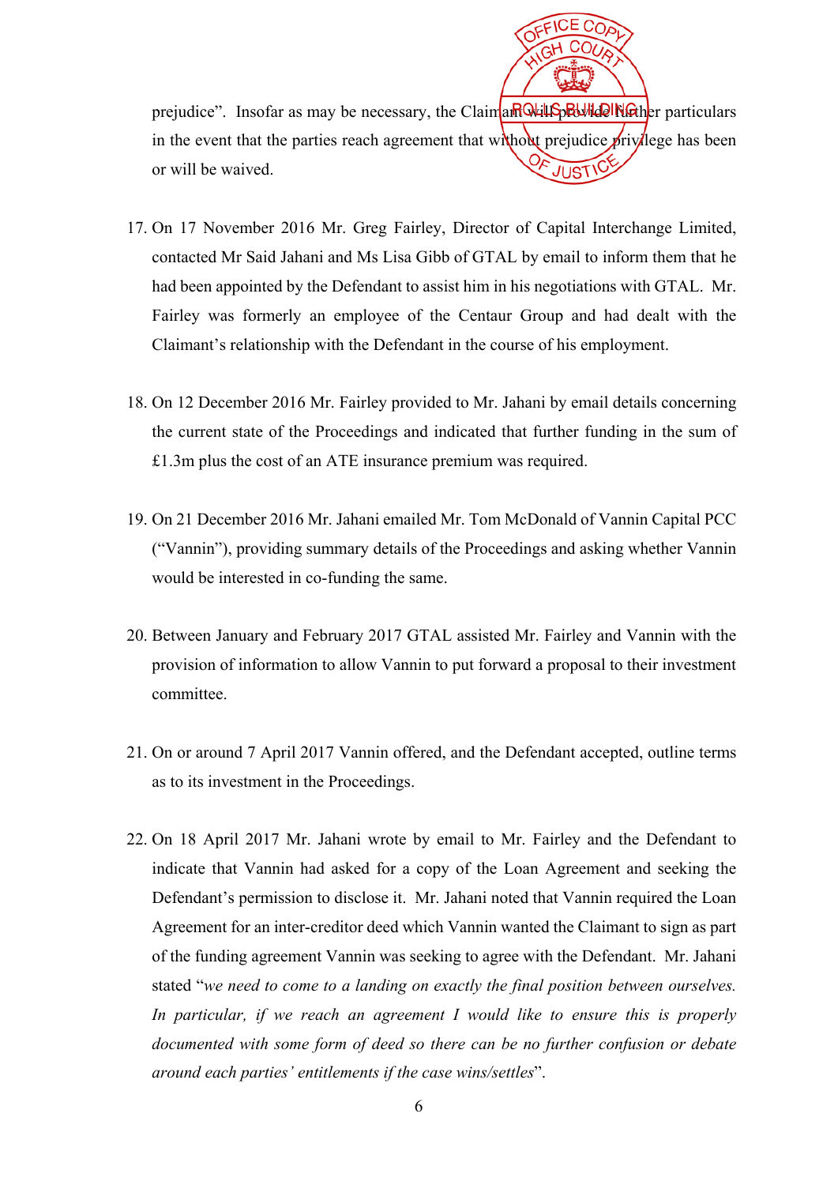prejudice". Insofar as may be necessary, the Claimant will provide further particulars in the event that the parties reach agreement that without prejudice privilege has been or will be waived.

17. On 17 November 2016 Mr. Greg Fairley, Director of Capital Interchange Limited, contacted Mr Said Jahani and Ms Lisa Gibb of GTAL by email to inform them that he had been appointed by the Defendant to assist him in his negotiations with GTAL. Mr. Fairley was formerly an employee of the Centaur Group and had dealt with the Claimant's relationship with the Defendant in the course of his employment.

18. On 12 December 2016 Mr. Fairley provided to Mr. Jahani by email details concerning the current state of the Proceedings and indicated that further funding in the sum of £1.3m plus the cost of an ATE insurance premium was required.

19. On 21 December 2016 Mr. Jahani emailed Mr. Tom McDonald of Vannin Capital PCC ("Vannin"), providing summary details of the Proceedings and asking whether Vannin would be interested in co-funding the same.

20. Between January and February 2017 GTAL assisted Mr. Fairley and Vannin with the provision of information to allow Vannin to put forward a proposal to their investment committee.

21. On or around 7 April 2017 Vannin offered, and the Defendant accepted, outline terms as to its investment in the Proceedings.

22. On 18 April 2017 Mr. Jahani wrote by email to Mr. Fairley and the Defendant to indicate that Vannin had asked for a copy of the Loan Agreement and seeking the Defendant's permission to disclose it. Mr. Jahani noted that Vannin required the Loan Agreement for an inter-creditor deed which Vannin wanted the Claimant to sign as part of the funding agreement Vannin was seeking to agree with the Defendant. Mr. Jahani stated "*we need to come to a landing on exactly the final position between ourselves. In particular, if we reach an agreement I would like to ensure this is properly documented with some form of deed so there can be no further confusion or debate around each parties' entitlements if the case wins/settles*".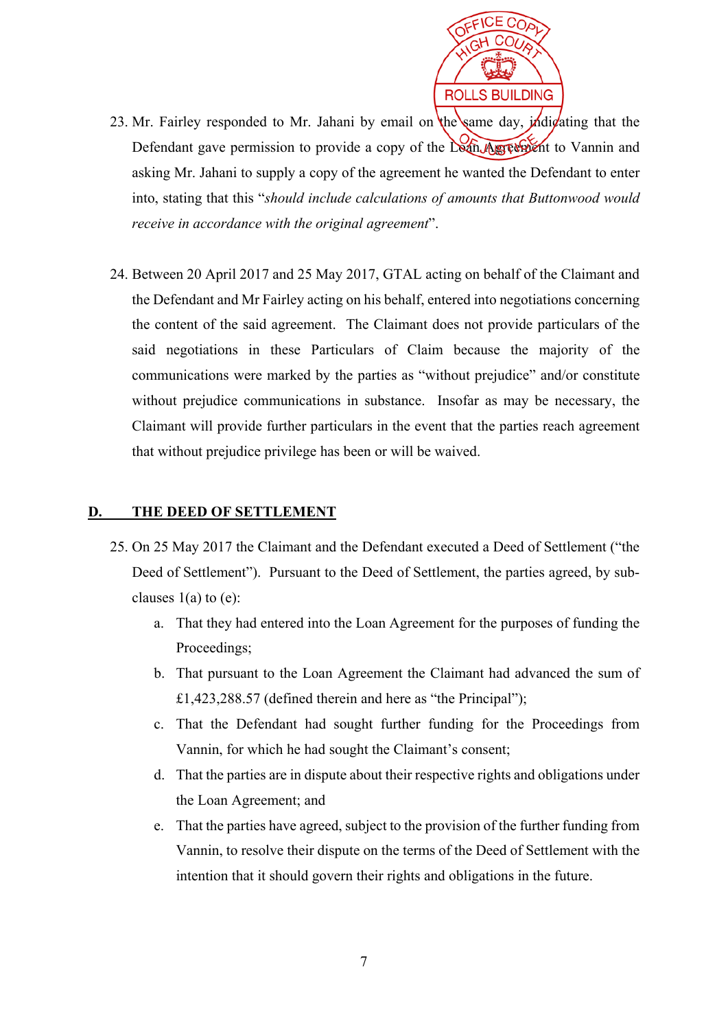23. Mr. Fairley responded to Mr. Jahani by email on the same day, indicating that the Defendant gave permission to provide a copy of the Loan Agreement to Vannin and asking Mr. Jahani to supply a copy of the agreement he wanted the Defendant to enter into, stating that this "*should include calculations of amounts that Buttonwood would receive in accordance with the original agreement*".

24. Between 20 April 2017 and 25 May 2017, GTAL acting on behalf of the Claimant and the Defendant and Mr Fairley acting on his behalf, entered into negotiations concerning the content of the said agreement. The Claimant does not provide particulars of the said negotiations in these Particulars of Claim because the majority of the communications were marked by the parties as "without prejudice" and/or constitute without prejudice communications in substance. Insofar as may be necessary, the Claimant will provide further particulars in the event that the parties reach agreement that without prejudice privilege has been or will be waived.

## D. THE DEED OF SETTLEMENT

25. On 25 May 2017 the Claimant and the Defendant executed a Deed of Settlement ("the Deed of Settlement"). Pursuant to the Deed of Settlement, the parties agreed, by sub-clauses 1(a) to (e):
    a. That they had entered into the Loan Agreement for the purposes of funding the Proceedings;
    b. That pursuant to the Loan Agreement the Claimant had advanced the sum of £1,423,288.57 (defined therein and here as "the Principal");
    c. That the Defendant had sought further funding for the Proceedings from Vannin, for which he had sought the Claimant's consent;
    d. That the parties are in dispute about their respective rights and obligations under the Loan Agreement; and
    e. That the parties have agreed, subject to the provision of the further funding from Vannin, to resolve their dispute on the terms of the Deed of Settlement with the intention that it should govern their rights and obligations in the future.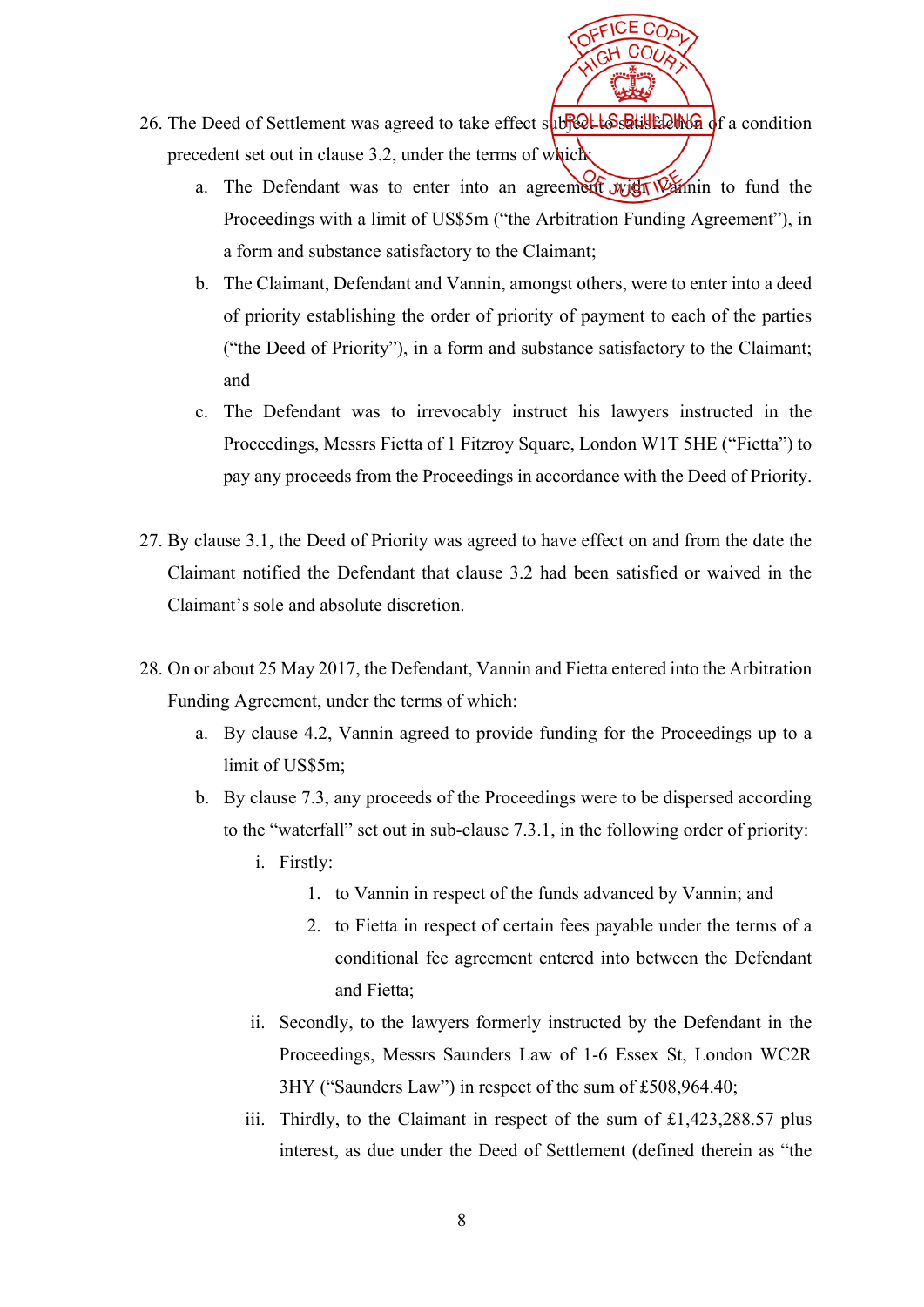26. The Deed of Settlement was agreed to take effect subject to satisfaction of a condition precedent set out in clause 3.2, under the terms of which:
    a. The Defendant was to enter into an agreement with Vannin to fund the Proceedings with a limit of US$5m ("the Arbitration Funding Agreement"), in a form and substance satisfactory to the Claimant;
    b. The Claimant, Defendant and Vannin, amongst others, were to enter into a deed of priority establishing the order of priority of payment to each of the parties ("the Deed of Priority"), in a form and substance satisfactory to the Claimant; and
    c. The Defendant was to irrevocably instruct his lawyers instructed in the Proceedings, Messrs Fietta of 1 Fitzroy Square, London W1T 5HE ("Fietta") to pay any proceeds from the Proceedings in accordance with the Deed of Priority.

27. By clause 3.1, the Deed of Priority was agreed to have effect on and from the date the Claimant notified the Defendant that clause 3.2 had been satisfied or waived in the Claimant's sole and absolute discretion.

28. On or about 25 May 2017, the Defendant, Vannin and Fietta entered into the Arbitration Funding Agreement, under the terms of which:
    a. By clause 4.2, Vannin agreed to provide funding for the Proceedings up to a limit of US$5m;
    b. By clause 7.3, any proceeds of the Proceedings were to be dispersed according to the "waterfall" set out in sub-clause 7.3.1, in the following order of priority:
        i. Firstly:
            1. to Vannin in respect of the funds advanced by Vannin; and
            2. to Fietta in respect of certain fees payable under the terms of a conditional fee agreement entered into between the Defendant and Fietta;
        ii. Secondly, to the lawyers formerly instructed by the Defendant in the Proceedings, Messrs Saunders Law of 1-6 Essex St, London WC2R 3HY ("Saunders Law") in respect of the sum of £508,964.40;
        iii. Thirdly, to the Claimant in respect of the sum of £1,423,288.57 plus interest, as due under the Deed of Settlement (defined therein as "the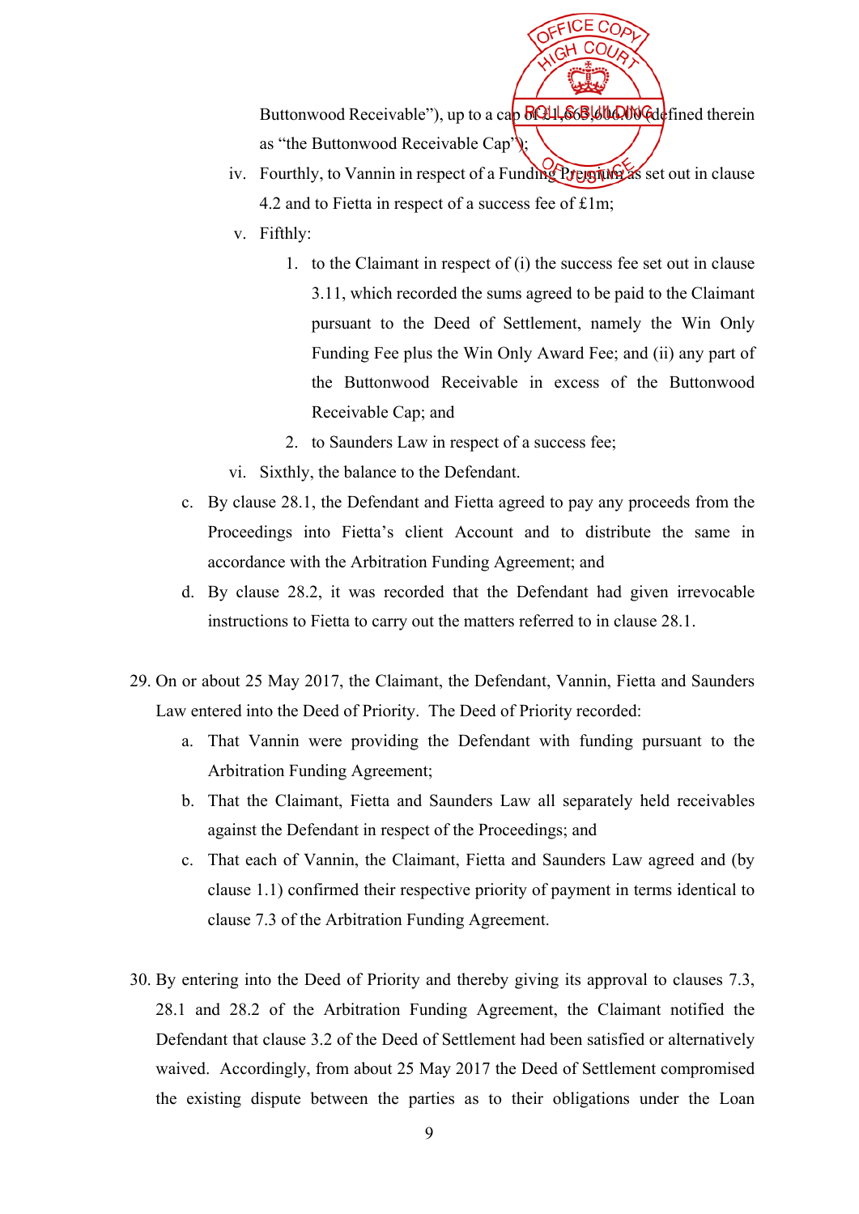Buttonwood Receivable"), up to a cap of £1,663,606.00 (defined therein as "the Buttonwood Receivable Cap");

   iv. Fourthly, to Vannin in respect of a Funding Premium as set out in clause 4.2 and to Fietta in respect of a success fee of £1m;

   v. Fifthly:

      1. to the Claimant in respect of (i) the success fee set out in clause 3.11, which recorded the sums agreed to be paid to the Claimant pursuant to the Deed of Settlement, namely the Win Only Funding Fee plus the Win Only Award Fee; and (ii) any part of the Buttonwood Receivable in excess of the Buttonwood Receivable Cap; and

      2. to Saunders Law in respect of a success fee;

   vi. Sixthly, the balance to the Defendant.

c. By clause 28.1, the Defendant and Fietta agreed to pay any proceeds from the Proceedings into Fietta's client Account and to distribute the same in accordance with the Arbitration Funding Agreement; and

d. By clause 28.2, it was recorded that the Defendant had given irrevocable instructions to Fietta to carry out the matters referred to in clause 28.1.

29. On or about 25 May 2017, the Claimant, the Defendant, Vannin, Fietta and Saunders Law entered into the Deed of Priority. The Deed of Priority recorded:

   a. That Vannin were providing the Defendant with funding pursuant to the Arbitration Funding Agreement;

   b. That the Claimant, Fietta and Saunders Law all separately held receivables against the Defendant in respect of the Proceedings; and

   c. That each of Vannin, the Claimant, Fietta and Saunders Law agreed and (by clause 1.1) confirmed their respective priority of payment in terms identical to clause 7.3 of the Arbitration Funding Agreement.

30. By entering into the Deed of Priority and thereby giving its approval to clauses 7.3, 28.1 and 28.2 of the Arbitration Funding Agreement, the Claimant notified the Defendant that clause 3.2 of the Deed of Settlement had been satisfied or alternatively waived. Accordingly, from about 25 May 2017 the Deed of Settlement compromised the existing dispute between the parties as to their obligations under the Loan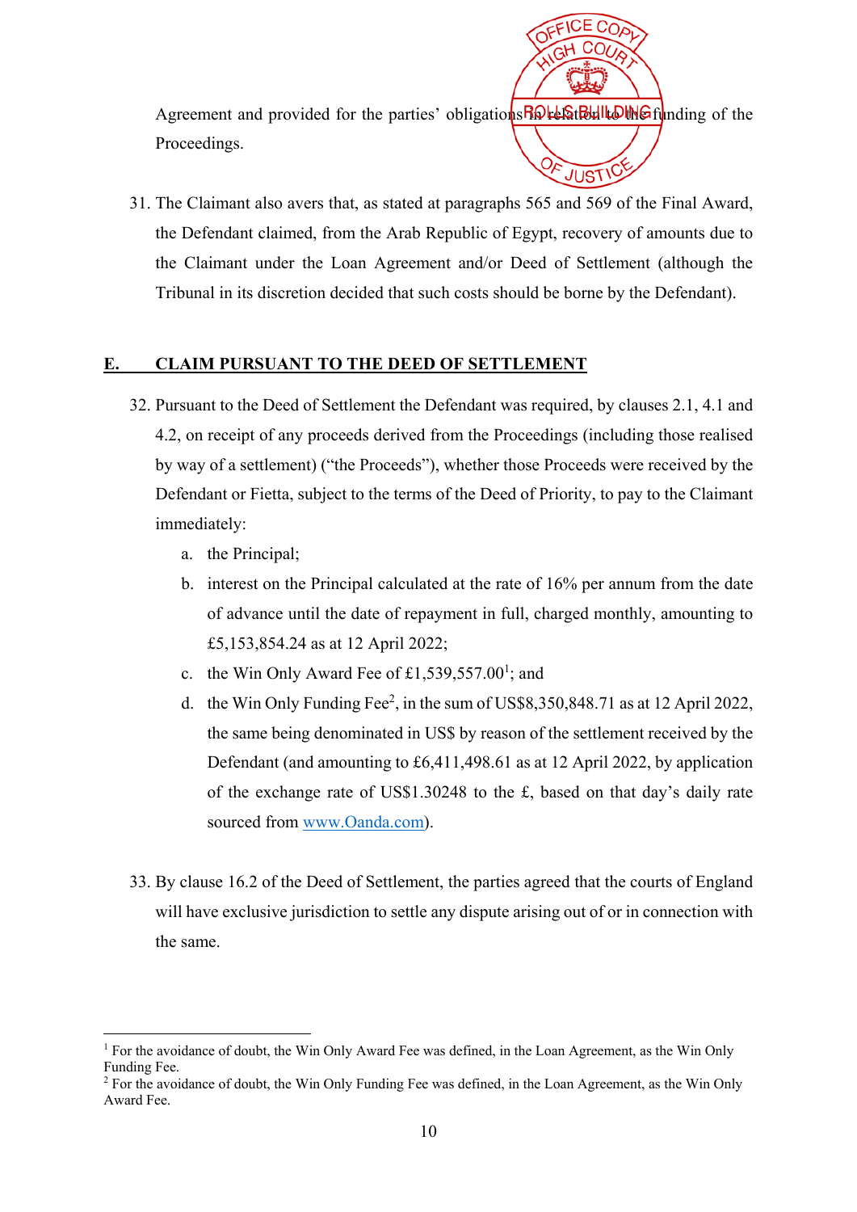Agreement and provided for the parties' obligations in relation to the funding of the Proceedings.

31. The Claimant also avers that, as stated at paragraphs 565 and 569 of the Final Award, the Defendant claimed, from the Arab Republic of Egypt, recovery of amounts due to the Claimant under the Loan Agreement and/or Deed of Settlement (although the Tribunal in its discretion decided that such costs should be borne by the Defendant).

## E. CLAIM PURSUANT TO THE DEED OF SETTLEMENT

32. Pursuant to the Deed of Settlement the Defendant was required, by clauses 2.1, 4.1 and 4.2, on receipt of any proceeds derived from the Proceedings (including those realised by way of a settlement) ("the Proceeds"), whether those Proceeds were received by the Defendant or Fietta, subject to the terms of the Deed of Priority, to pay to the Claimant immediately:
    a. the Principal;
    b. interest on the Principal calculated at the rate of 16% per annum from the date of advance until the date of repayment in full, charged monthly, amounting to £5,153,854.24 as at 12 April 2022;
    c. the Win Only Award Fee of £1,539,557.00[1]; and
    d. the Win Only Funding Fee[2], in the sum of US$8,350,848.71 as at 12 April 2022, the same being denominated in US$ by reason of the settlement received by the Defendant (and amounting to £6,411,498.61 as at 12 April 2022, by application of the exchange rate of US$1.30248 to the £, based on that day's daily rate sourced from www.Oanda.com).

33. By clause 16.2 of the Deed of Settlement, the parties agreed that the courts of England will have exclusive jurisdiction to settle any dispute arising out of or in connection with the same.

[1] For the avoidance of doubt, the Win Only Award Fee was defined, in the Loan Agreement, as the Win Only Funding Fee.

[2] For the avoidance of doubt, the Win Only Funding Fee was defined, in the Loan Agreement, as the Win Only Award Fee.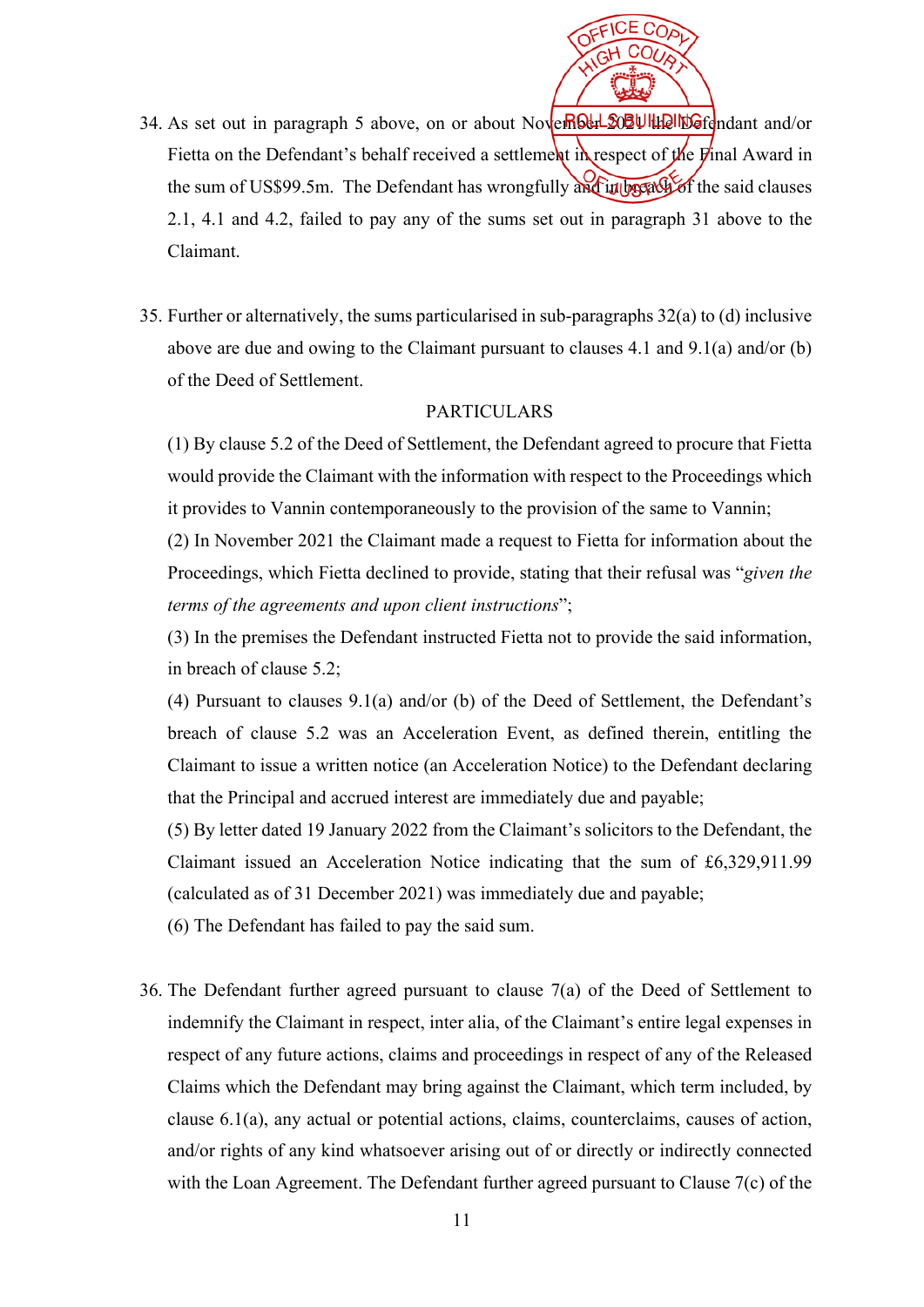34. As set out in paragraph 5 above, on or about November 2021 the Defendant and/or Fietta on the Defendant's behalf received a settlement in respect of the Final Award in the sum of US$99.5m. The Defendant has wrongfully and in breach of the said clauses 2.1, 4.1 and 4.2, failed to pay any of the sums set out in paragraph 31 above to the Claimant.

35. Further or alternatively, the sums particularised in sub-paragraphs 32(a) to (d) inclusive above are due and owing to the Claimant pursuant to clauses 4.1 and 9.1(a) and/or (b) of the Deed of Settlement.

PARTICULARS

(1) By clause 5.2 of the Deed of Settlement, the Defendant agreed to procure that Fietta would provide the Claimant with the information with respect to the Proceedings which it provides to Vannin contemporaneously to the provision of the same to Vannin;

(2) In November 2021 the Claimant made a request to Fietta for information about the Proceedings, which Fietta declined to provide, stating that their refusal was "*given the terms of the agreements and upon client instructions*";

(3) In the premises the Defendant instructed Fietta not to provide the said information, in breach of clause 5.2;

(4) Pursuant to clauses 9.1(a) and/or (b) of the Deed of Settlement, the Defendant's breach of clause 5.2 was an Acceleration Event, as defined therein, entitling the Claimant to issue a written notice (an Acceleration Notice) to the Defendant declaring that the Principal and accrued interest are immediately due and payable;

(5) By letter dated 19 January 2022 from the Claimant's solicitors to the Defendant, the Claimant issued an Acceleration Notice indicating that the sum of £6,329,911.99 (calculated as of 31 December 2021) was immediately due and payable;

(6) The Defendant has failed to pay the said sum.

36. The Defendant further agreed pursuant to clause 7(a) of the Deed of Settlement to indemnify the Claimant in respect, inter alia, of the Claimant's entire legal expenses in respect of any future actions, claims and proceedings in respect of any of the Released Claims which the Defendant may bring against the Claimant, which term included, by clause 6.1(a), any actual or potential actions, claims, counterclaims, causes of action, and/or rights of any kind whatsoever arising out of or directly or indirectly connected with the Loan Agreement. The Defendant further agreed pursuant to Clause 7(c) of the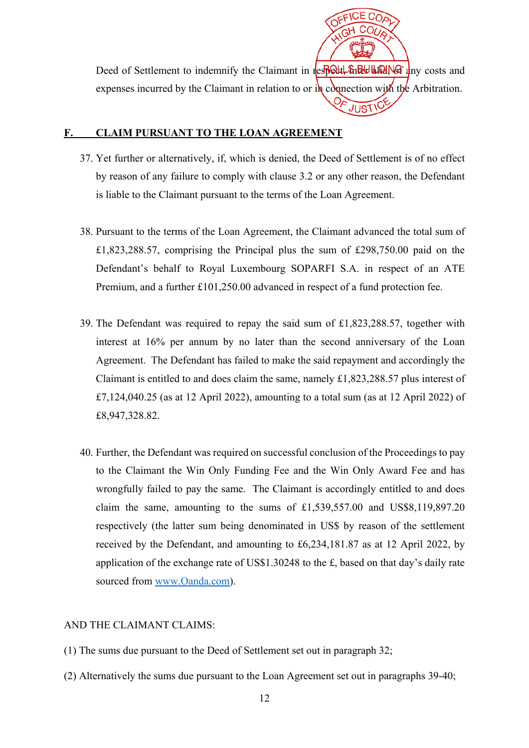Deed of Settlement to indemnify the Claimant in respect, inter alia, of any costs and expenses incurred by the Claimant in relation to or in connection with the Arbitration.

## F. CLAIM PURSUANT TO THE LOAN AGREEMENT

37. Yet further or alternatively, if, which is denied, the Deed of Settlement is of no effect by reason of any failure to comply with clause 3.2 or any other reason, the Defendant is liable to the Claimant pursuant to the terms of the Loan Agreement.

38. Pursuant to the terms of the Loan Agreement, the Claimant advanced the total sum of £1,823,288.57, comprising the Principal plus the sum of £298,750.00 paid on the Defendant's behalf to Royal Luxembourg SOPARFI S.A. in respect of an ATE Premium, and a further £101,250.00 advanced in respect of a fund protection fee.

39. The Defendant was required to repay the said sum of £1,823,288.57, together with interest at 16% per annum by no later than the second anniversary of the Loan Agreement. The Defendant has failed to make the said repayment and accordingly the Claimant is entitled to and does claim the same, namely £1,823,288.57 plus interest of £7,124,040.25 (as at 12 April 2022), amounting to a total sum (as at 12 April 2022) of £8,947,328.82.

40. Further, the Defendant was required on successful conclusion of the Proceedings to pay to the Claimant the Win Only Funding Fee and the Win Only Award Fee and has wrongfully failed to pay the same. The Claimant is accordingly entitled to and does claim the same, amounting to the sums of £1,539,557.00 and US$8,119,897.20 respectively (the latter sum being denominated in US$ by reason of the settlement received by the Defendant, and amounting to £6,234,181.87 as at 12 April 2022, by application of the exchange rate of US$1.30248 to the £, based on that day's daily rate sourced from www.Oanda.com).

AND THE CLAIMANT CLAIMS:

(1) The sums due pursuant to the Deed of Settlement set out in paragraph 32;

(2) Alternatively the sums due pursuant to the Loan Agreement set out in paragraphs 39-40;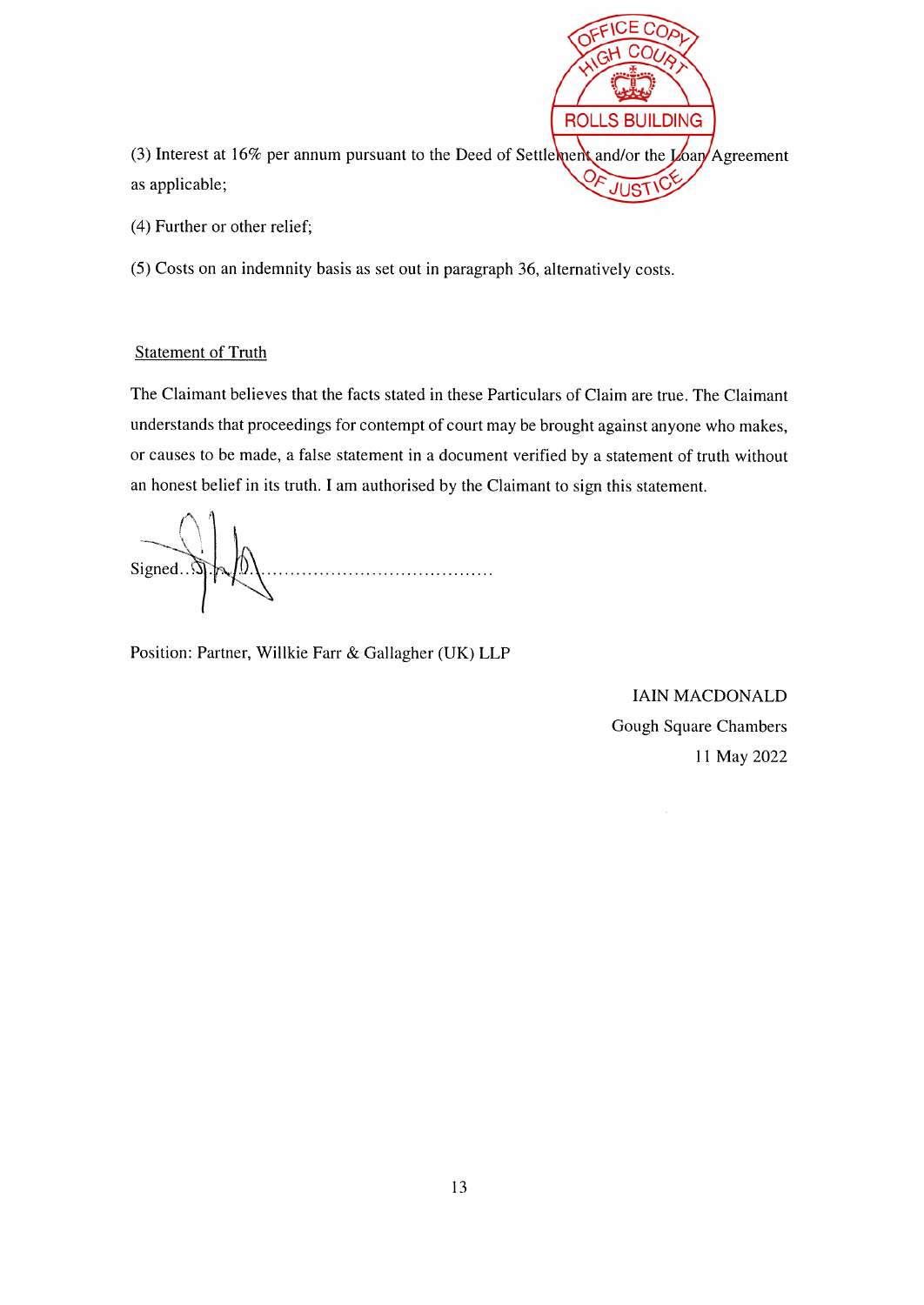(3) Interest at 16% per annum pursuant to the Deed of Settlement and/or the Loan Agreement as applicable;

(4) Further or other relief;

(5) Costs on an indemnity basis as set out in paragraph 36, alternatively costs.

Statement of Truth

The Claimant believes that the facts stated in these Particulars of Claim are true. The Claimant understands that proceedings for contempt of court may be brought against anyone who makes, or causes to be made, a false statement in a document verified by a statement of truth without an honest belief in its truth. I am authorised by the Claimant to sign this statement.

Signed..........................................................

Position: Partner, Willkie Farr & Gallagher (UK) LLP

IAIN MACDONALD
Gough Square Chambers
11 May 2022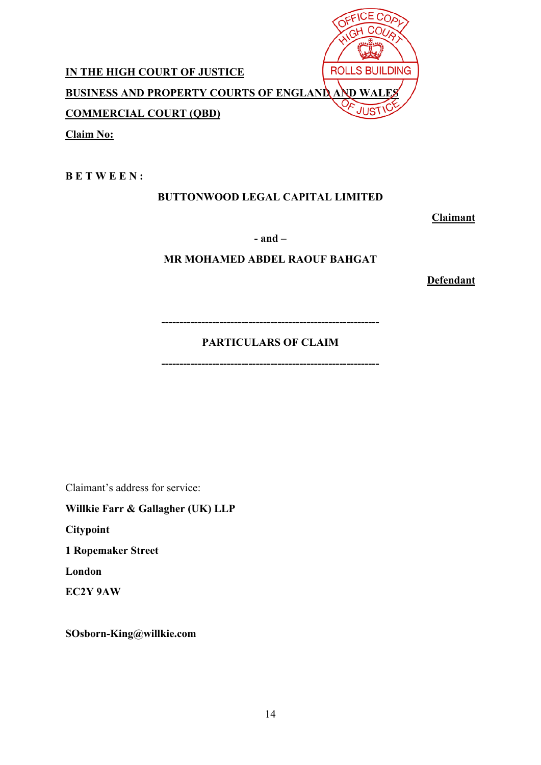**OFFICE COPY HIGH COURT ROLLS BUILDING OF JUSTICE**

**IN THE HIGH COURT OF JUSTICE**

**BUSINESS AND PROPERTY COURTS OF ENGLAND AND WALES**

**COMMERCIAL COURT (QBD)**

**Claim No:**

**B E T W E E N :**

**BUTTONWOOD LEGAL CAPITAL LIMITED**

**Claimant**

**- and –**

**MR MOHAMED ABDEL RAOUF BAHGAT**

**Defendant**

---

**PARTICULARS OF CLAIM**

---

Claimant's address for service:

**Willkie Farr & Gallagher (UK) LLP**

**Citypoint**

**1 Ropemaker Street**

**London**

**EC2Y 9AW**

**SOsborn-King@willkie.com**